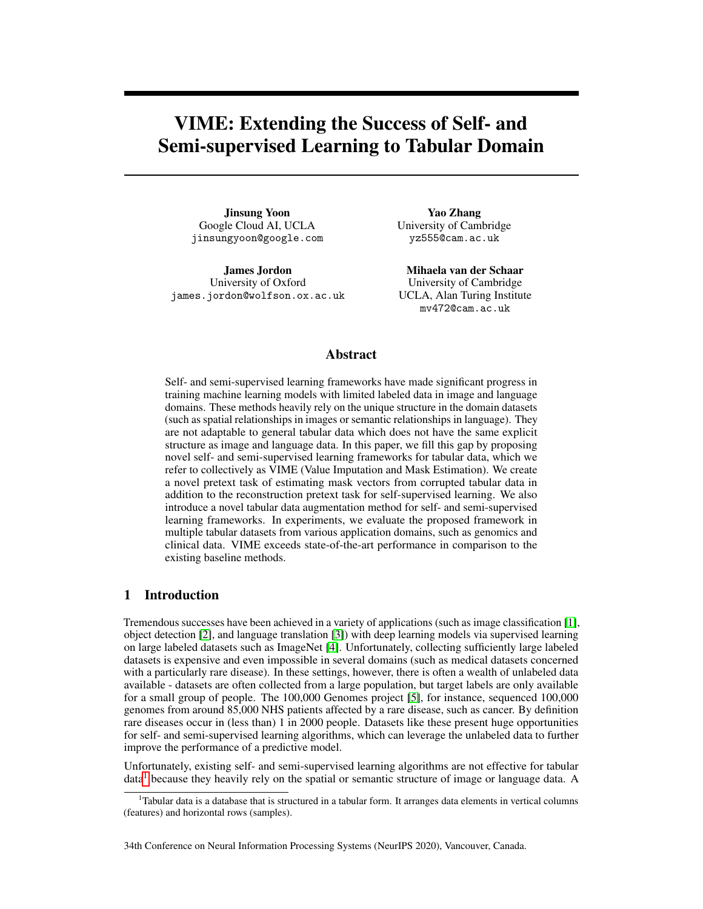# VIME: Extending the Success of Self- and Semi-supervised Learning to Tabular Domain

**Jinsung Yoon**
Google Cloud AI, UCLA
jinsungyoon@google.com

**Yao Zhang**
University of Cambridge
yz555@cam.ac.uk

**James Jordon**
University of Oxford
james.jordon@wolfson.ox.ac.uk

**Mihaela van der Schaar**
University of Cambridge
UCLA, Alan Turing Institute
mv472@cam.ac.uk

## Abstract

Self- and semi-supervised learning frameworks have made significant progress in training machine learning models with limited labeled data in image and language domains. These methods heavily rely on the unique structure in the domain datasets (such as spatial relationships in images or semantic relationships in language). They are not adaptable to general tabular data which does not have the same explicit structure as image and language data. In this paper, we fill this gap by proposing novel self- and semi-supervised learning frameworks for tabular data, which we refer to collectively as VIME (Value Imputation and Mask Estimation). We create a novel pretext task of estimating mask vectors from corrupted tabular data in addition to the reconstruction pretext task for self-supervised learning. We also introduce a novel tabular data augmentation method for self- and semi-supervised learning frameworks. In experiments, we evaluate the proposed framework in multiple tabular datasets from various application domains, such as genomics and clinical data. VIME exceeds state-of-the-art performance in comparison to the existing baseline methods.

## 1 Introduction

Tremendous successes have been achieved in a variety of applications (such as image classification [1], object detection [2], and language translation [3]) with deep learning models via supervised learning on large labeled datasets such as ImageNet [4]. Unfortunately, collecting sufficiently large labeled datasets is expensive and even impossible in several domains (such as medical datasets concerned with a particularly rare disease). In these settings, however, there is often a wealth of unlabeled data available - datasets are often collected from a large population, but target labels are only available for a small group of people. The 100,000 Genomes project [5], for instance, sequenced 100,000 genomes from around 85,000 NHS patients affected by a rare disease, such as cancer. By definition rare diseases occur in (less than) 1 in 2000 people. Datasets like these present huge opportunities for self- and semi-supervised learning algorithms, which can leverage the unlabeled data to further improve the performance of a predictive model.

Unfortunately, existing self- and semi-supervised learning algorithms are not effective for tabular data[1] because they heavily rely on the spatial or semantic structure of image or language data. A

[1] Tabular data is a database that is structured in a tabular form. It arranges data elements in vertical columns (features) and horizontal rows (samples).

34th Conference on Neural Information Processing Systems (NeurIPS 2020), Vancouver, Canada.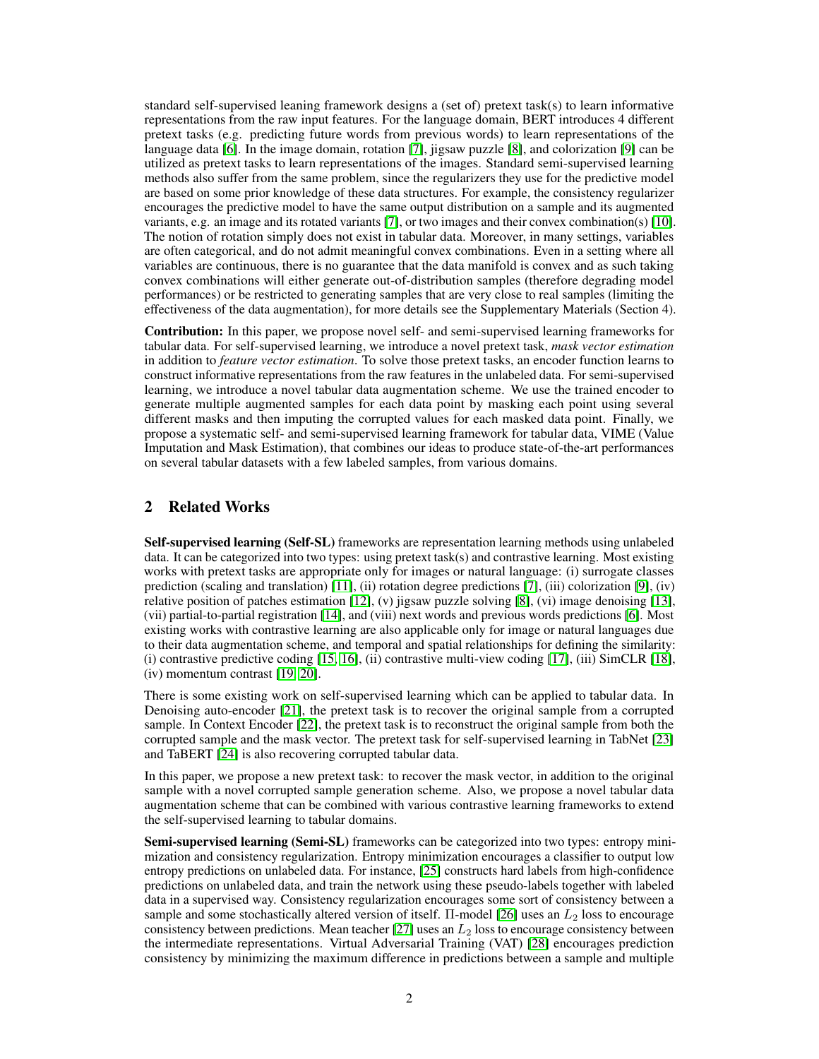standard self-supervised leaning framework designs a (set of) pretext task(s) to learn informative representations from the raw input features. For the language domain, BERT introduces 4 different pretext tasks (e.g. predicting future words from previous words) to learn representations of the language data [6]. In the image domain, rotation [7], jigsaw puzzle [8], and colorization [9] can be utilized as pretext tasks to learn representations of the images. Standard semi-supervised learning methods also suffer from the same problem, since the regularizers they use for the predictive model are based on some prior knowledge of these data structures. For example, the consistency regularizer encourages the predictive model to have the same output distribution on a sample and its augmented variants, e.g. an image and its rotated variants [7], or two images and their convex combination(s) [10]. The notion of rotation simply does not exist in tabular data. Moreover, in many settings, variables are often categorical, and do not admit meaningful convex combinations. Even in a setting where all variables are continuous, there is no guarantee that the data manifold is convex and as such taking convex combinations will either generate out-of-distribution samples (therefore degrading model performances) or be restricted to generating samples that are very close to real samples (limiting the effectiveness of the data augmentation), for more details see the Supplementary Materials (Section 4).

**Contribution:** In this paper, we propose novel self- and semi-supervised learning frameworks for tabular data. For self-supervised learning, we introduce a novel pretext task, *mask vector estimation* in addition to *feature vector estimation*. To solve those pretext tasks, an encoder function learns to construct informative representations from the raw features in the unlabeled data. For semi-supervised learning, we introduce a novel tabular data augmentation scheme. We use the trained encoder to generate multiple augmented samples for each data point by masking each point using several different masks and then imputing the corrupted values for each masked data point. Finally, we propose a systematic self- and semi-supervised learning framework for tabular data, VIME (Value Imputation and Mask Estimation), that combines our ideas to produce state-of-the-art performances on several tabular datasets with a few labeled samples, from various domains.

## 2 Related Works

**Self-supervised learning (Self-SL)** frameworks are representation learning methods using unlabeled data. It can be categorized into two types: using pretext task(s) and contrastive learning. Most existing works with pretext tasks are appropriate only for images or natural language: (i) surrogate classes prediction (scaling and translation) [11], (ii) rotation degree predictions [7], (iii) colorization [9], (iv) relative position of patches estimation [12], (v) jigsaw puzzle solving [8], (vi) image denoising [13], (vii) partial-to-partial registration [14], and (viii) next words and previous words predictions [6]. Most existing works with contrastive learning are also applicable only for image or natural languages due to their data augmentation scheme, and temporal and spatial relationships for defining the similarity: (i) contrastive predictive coding [15, 16], (ii) contrastive multi-view coding [17], (iii) SimCLR [18], (iv) momentum contrast [19, 20].

There is some existing work on self-supervised learning which can be applied to tabular data. In Denoising auto-encoder [21], the pretext task is to recover the original sample from a corrupted sample. In Context Encoder [22], the pretext task is to reconstruct the original sample from both the corrupted sample and the mask vector. The pretext task for self-supervised learning in TabNet [23] and TaBERT [24] is also recovering corrupted tabular data.

In this paper, we propose a new pretext task: to recover the mask vector, in addition to the original sample with a novel corrupted sample generation scheme. Also, we propose a novel tabular data augmentation scheme that can be combined with various contrastive learning frameworks to extend the self-supervised learning to tabular domains.

**Semi-supervised learning (Semi-SL)** frameworks can be categorized into two types: entropy minimization and consistency regularization. Entropy minimization encourages a classifier to output low entropy predictions on unlabeled data. For instance, [25] constructs hard labels from high-confidence predictions on unlabeled data, and train the network using these pseudo-labels together with labeled data in a supervised way. Consistency regularization encourages some sort of consistency between a sample and some stochastically altered version of itself. Π-model [26] uses an $L_2$ loss to encourage consistency between predictions. Mean teacher [27] uses an $L_2$ loss to encourage consistency between the intermediate representations. Virtual Adversarial Training (VAT) [28] encourages prediction consistency by minimizing the maximum difference in predictions between a sample and multiple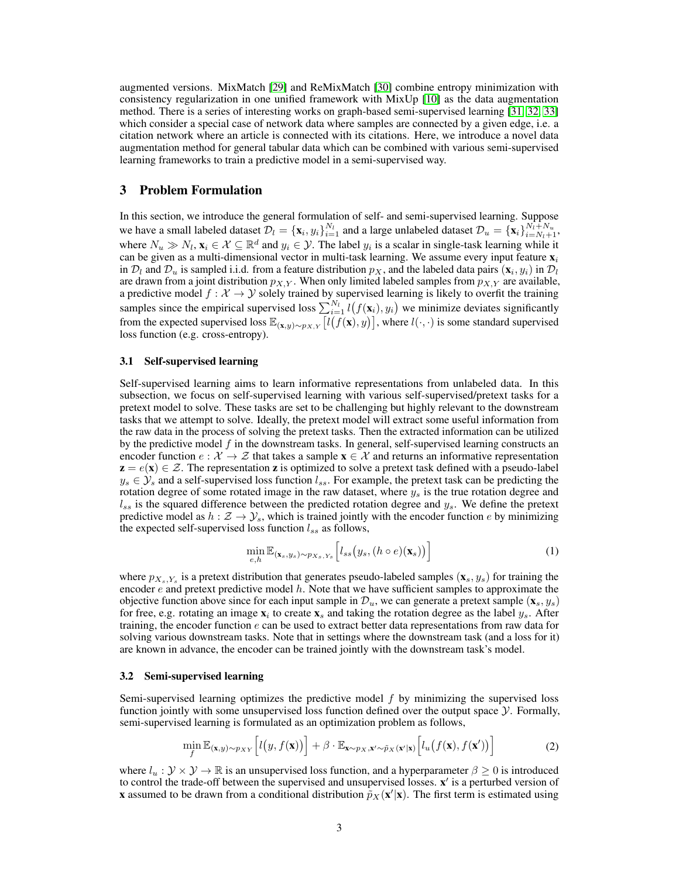augmented versions. MixMatch [29] and ReMixMatch [30] combine entropy minimization with consistency regularization in one unified framework with MixUp [10] as the data augmentation method. There is a series of interesting works on graph-based semi-supervised learning [31, 32, 33] which consider a special case of network data where samples are connected by a given edge, i.e. a citation network where an article is connected with its citations. Here, we introduce a novel data augmentation method for general tabular data which can be combined with various semi-supervised learning frameworks to train a predictive model in a semi-supervised way.

## 3 Problem Formulation

In this section, we introduce the general formulation of self- and semi-supervised learning. Suppose we have a small labeled dataset $\mathcal{D}_l = \{\mathbf{x}_i, y_i\}_{i=1}^{N_l}$ and a large unlabeled dataset $\mathcal{D}_u = \{\mathbf{x}_i\}_{i=N_l+1}^{N_l+N_u}$, where $N_u \gg N_l$, $\mathbf{x}_i \in \mathcal{X} \subseteq \mathbb{R}^d$ and $y_i \in \mathcal{Y}$. The label $y_i$ is a scalar in single-task learning while it can be given as a multi-dimensional vector in multi-task learning. We assume every input feature $\mathbf{x}_i$ in $\mathcal{D}_l$ and $\mathcal{D}_u$ is sampled i.i.d. from a feature distribution $p_X$, and the labeled data pairs $(\mathbf{x}_i, y_i)$ in $\mathcal{D}_l$ are drawn from a joint distribution $p_{X,Y}$. When only limited labeled samples from $p_{X,Y}$ are available, a predictive model $f : \mathcal{X} \to \mathcal{Y}$ solely trained by supervised learning is likely to overfit the training samples since the empirical supervised loss $\sum_{i=1}^{N_l} l\big(f(\mathbf{x}_i), y_i\big)$ we minimize deviates significantly from the expected supervised loss $\mathbb{E}_{(\mathbf{x},y)\sim p_{X,Y}}\big[l\big(f(\mathbf{x}), y\big)\big]$, where $l(\cdot, \cdot)$ is some standard supervised loss function (e.g. cross-entropy).

### 3.1 Self-supervised learning

Self-supervised learning aims to learn informative representations from unlabeled data. In this subsection, we focus on self-supervised learning with various self-supervised/pretext tasks for a pretext model to solve. These tasks are set to be challenging but highly relevant to the downstream tasks that we attempt to solve. Ideally, the pretext model will extract some useful information from the raw data in the process of solving the pretext tasks. Then the extracted information can be utilized by the predictive model $f$ in the downstream tasks. In general, self-supervised learning constructs an encoder function $e : \mathcal{X} \to \mathcal{Z}$ that takes a sample $\mathbf{x} \in \mathcal{X}$ and returns an informative representation $\mathbf{z} = e(\mathbf{x}) \in \mathcal{Z}$. The representation $\mathbf{z}$ is optimized to solve a pretext task defined with a pseudo-label $y_s \in \mathcal{Y}_s$ and a self-supervised loss function $l_{ss}$. For example, the pretext task can be predicting the rotation degree of some rotated image in the raw dataset, where $y_s$ is the true rotation degree and $l_{ss}$ is the squared difference between the predicted rotation degree and $y_s$. We define the pretext predictive model as $h : \mathcal{Z} \to \mathcal{Y}_s$, which is trained jointly with the encoder function $e$ by minimizing the expected self-supervised loss function $l_{ss}$ as follows,

$$\min_{e,h} \mathbb{E}_{(\mathbf{x}_s, y_s)\sim p_{X_s,Y_s}}\Big[l_{ss}\big(y_s, (h \circ e)(\mathbf{x}_s)\big)\Big] \tag{1}$$

where $p_{X_s,Y_s}$ is a pretext distribution that generates pseudo-labeled samples $(\mathbf{x}_s, y_s)$ for training the encoder $e$ and pretext predictive model $h$. Note that we have sufficient samples to approximate the objective function above since for each input sample in $\mathcal{D}_u$, we can generate a pretext sample $(\mathbf{x}_s, y_s)$ for free, e.g. rotating an image $\mathbf{x}_i$ to create $\mathbf{x}_s$ and taking the rotation degree as the label $y_s$. After training, the encoder function $e$ can be used to extract better data representations from raw data for solving various downstream tasks. Note that in settings where the downstream task (and a loss for it) are known in advance, the encoder can be trained jointly with the downstream task's model.

### 3.2 Semi-supervised learning

Semi-supervised learning optimizes the predictive model $f$ by minimizing the supervised loss function jointly with some unsupervised loss function defined over the output space $\mathcal{Y}$. Formally, semi-supervised learning is formulated as an optimization problem as follows,

$$\min_{f} \mathbb{E}_{(\mathbf{x},y)\sim p_{XY}}\Big[l\big(y, f(\mathbf{x})\big)\Big] + \beta \cdot \mathbb{E}_{\mathbf{x}\sim p_X, \mathbf{x}'\sim \tilde{p}_X(\mathbf{x}'|\mathbf{x})}\Big[l_u\big(f(\mathbf{x}), f(\mathbf{x}')\big)\Big] \tag{2}$$

where $l_u : \mathcal{Y} \times \mathcal{Y} \to \mathbb{R}$ is an unsupervised loss function, and a hyperparameter $\beta \geq 0$ is introduced to control the trade-off between the supervised and unsupervised losses. $\mathbf{x}'$ is a perturbed version of $\mathbf{x}$ assumed to be drawn from a conditional distribution $\tilde{p}_X(\mathbf{x}'|\mathbf{x})$. The first term is estimated using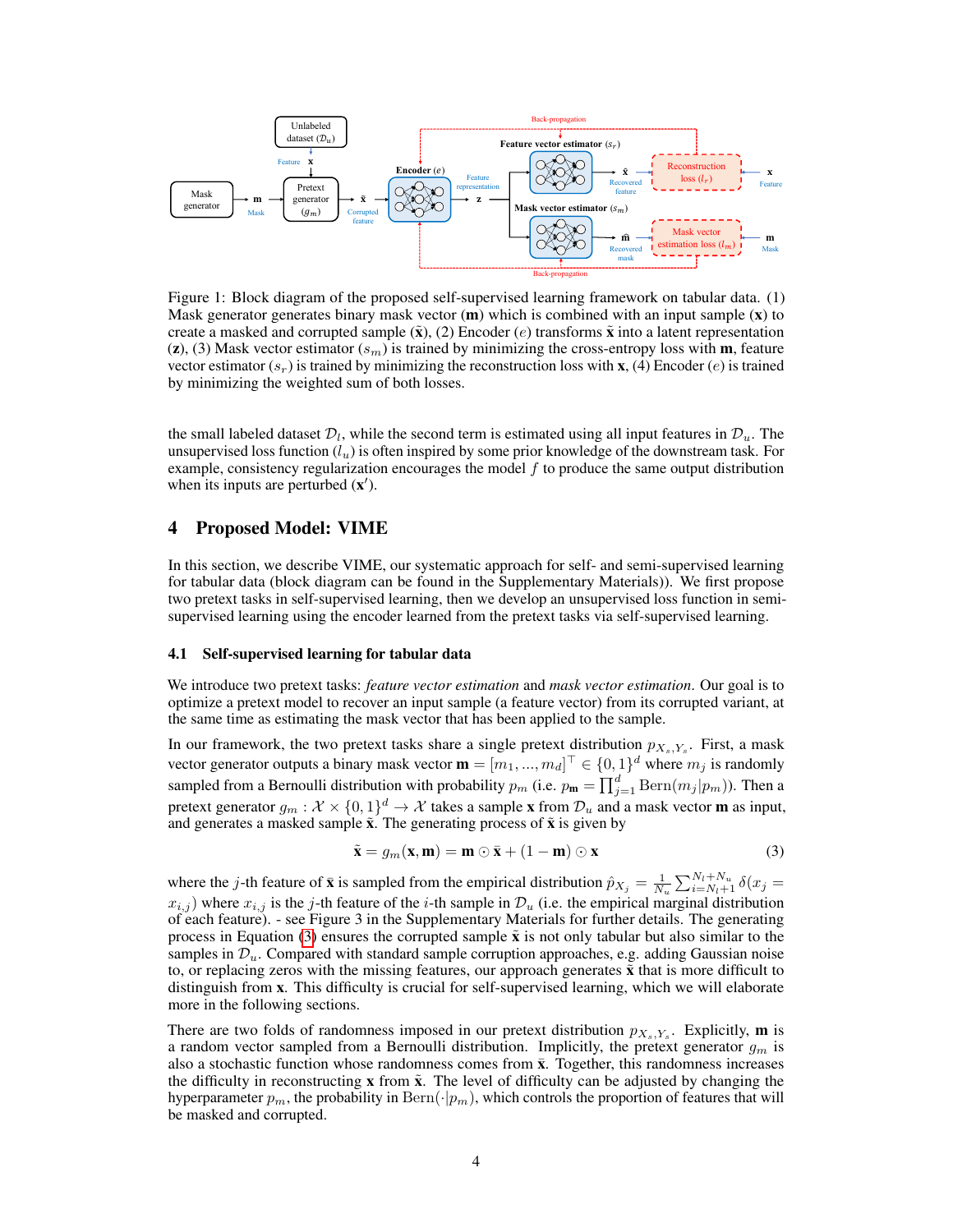Figure 1: Block diagram of the proposed self-supervised learning framework on tabular data. (1) Mask generator generates binary mask vector ($\mathbf{m}$) which is combined with an input sample ($\mathbf{x}$) to create a masked and corrupted sample ($\tilde{\mathbf{x}}$), (2) Encoder ($e$) transforms $\tilde{\mathbf{x}}$ into a latent representation ($\mathbf{z}$), (3) Mask vector estimator ($s_m$) is trained by minimizing the cross-entropy loss with $\mathbf{m}$, feature vector estimator ($s_r$) is trained by minimizing the reconstruction loss with $\mathbf{x}$, (4) Encoder ($e$) is trained by minimizing the weighted sum of both losses.

the small labeled dataset $\mathcal{D}_l$, while the second term is estimated using all input features in $\mathcal{D}_u$. The unsupervised loss function ($l_u$) is often inspired by some prior knowledge of the downstream task. For example, consistency regularization encourages the model $f$ to produce the same output distribution when its inputs are perturbed ($\mathbf{x}'$).

# 4 Proposed Model: VIME

In this section, we describe VIME, our systematic approach for self- and semi-supervised learning for tabular data (block diagram can be found in the Supplementary Materials)). We first propose two pretext tasks in self-supervised learning, then we develop an unsupervised loss function in semi-supervised learning using the encoder learned from the pretext tasks via self-supervised learning.

## 4.1 Self-supervised learning for tabular data

We introduce two pretext tasks: *feature vector estimation* and *mask vector estimation*. Our goal is to optimize a pretext model to recover an input sample (a feature vector) from its corrupted variant, at the same time as estimating the mask vector that has been applied to the sample.

In our framework, the two pretext tasks share a single pretext distribution $p_{X_s,Y_s}$. First, a mask vector generator outputs a binary mask vector $\mathbf{m} = [m_1, ..., m_d]^\top \in \{0, 1\}^d$ where $m_j$ is randomly sampled from a Bernoulli distribution with probability $p_m$ (i.e. $p_{\mathbf{m}} = \prod_{j=1}^{d} \text{Bern}(m_j|p_m)$). Then a pretext generator $g_m : \mathcal{X} \times \{0, 1\}^d \to \mathcal{X}$ takes a sample $\mathbf{x}$ from $\mathcal{D}_u$ and a mask vector $\mathbf{m}$ as input, and generates a masked sample $\tilde{\mathbf{x}}$. The generating process of $\tilde{\mathbf{x}}$ is given by

$$\tilde{\mathbf{x}} = g_m(\mathbf{x}, \mathbf{m}) = \mathbf{m} \odot \bar{\mathbf{x}} + (1 - \mathbf{m}) \odot \mathbf{x} \tag{3}$$

where the $j$-th feature of $\bar{\mathbf{x}}$ is sampled from the empirical distribution $\hat{p}_{X_j} = \frac{1}{N_u} \sum_{i=N_l+1}^{N_l+N_u} \delta(x_j = x_{i,j})$ where $x_{i,j}$ is the $j$-th feature of the $i$-th sample in $\mathcal{D}_u$ (i.e. the empirical marginal distribution of each feature). - see Figure 3 in the Supplementary Materials for further details. The generating process in Equation (3) ensures the corrupted sample $\tilde{\mathbf{x}}$ is not only tabular but also similar to the samples in $\mathcal{D}_u$. Compared with standard sample corruption approaches, e.g. adding Gaussian noise to, or replacing zeros with the missing features, our approach generates $\tilde{\mathbf{x}}$ that is more difficult to distinguish from $\mathbf{x}$. This difficulty is crucial for self-supervised learning, which we will elaborate more in the following sections.

There are two folds of randomness imposed in our pretext distribution $p_{X_s,Y_s}$. Explicitly, $\mathbf{m}$ is a random vector sampled from a Bernoulli distribution. Implicitly, the pretext generator $g_m$ is also a stochastic function whose randomness comes from $\bar{\mathbf{x}}$. Together, this randomness increases the difficulty in reconstructing $\mathbf{x}$ from $\tilde{\mathbf{x}}$. The level of difficulty can be adjusted by changing the hyperparameter $p_m$, the probability in $\text{Bern}(\cdot|p_m)$, which controls the proportion of features that will be masked and corrupted.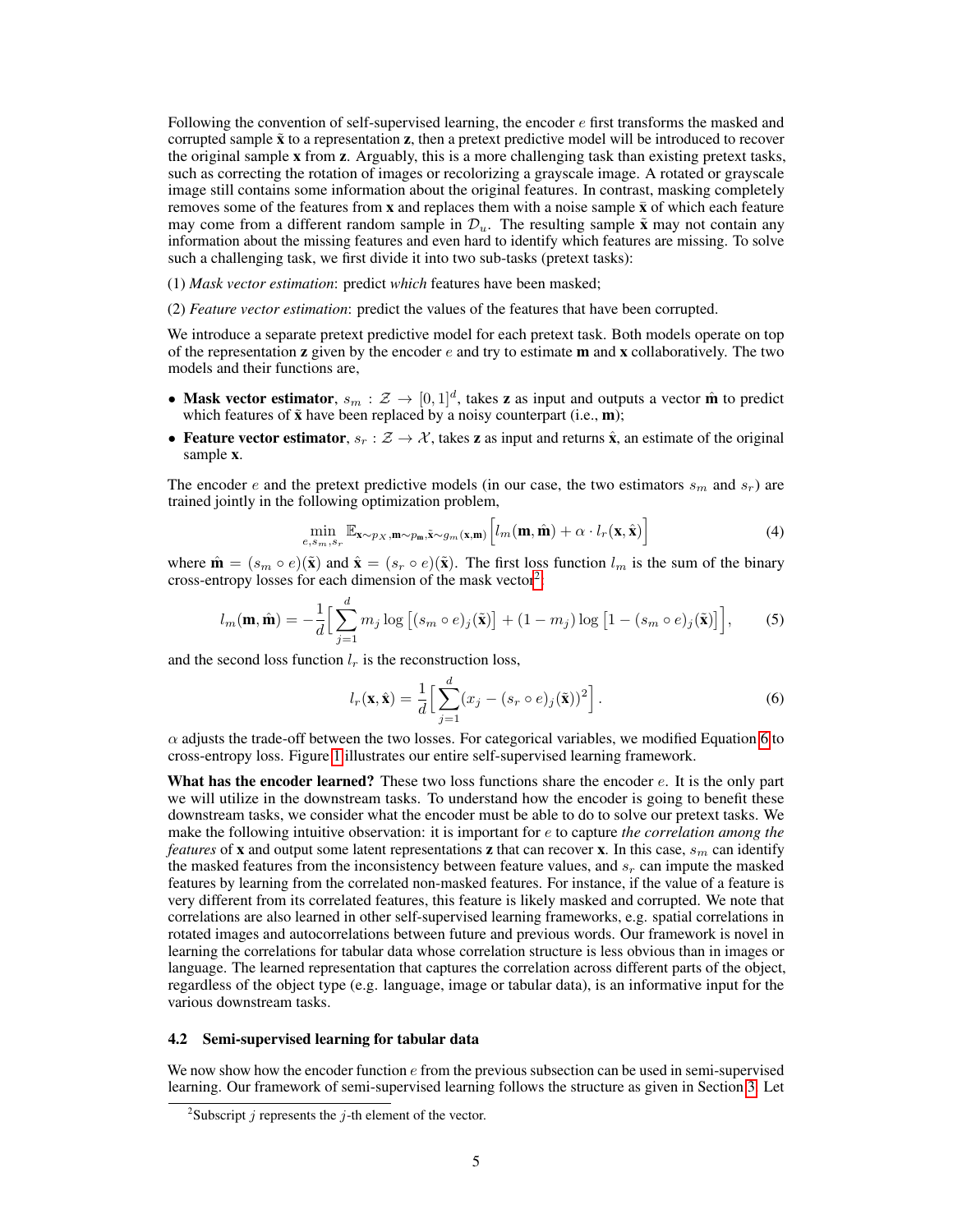Following the convention of self-supervised learning, the encoder $e$ first transforms the masked and corrupted sample $\tilde{\mathbf{x}}$ to a representation $\mathbf{z}$, then a pretext predictive model will be introduced to recover the original sample $\mathbf{x}$ from $\mathbf{z}$. Arguably, this is a more challenging task than existing pretext tasks, such as correcting the rotation of images or recolorizing a grayscale image. A rotated or grayscale image still contains some information about the original features. In contrast, masking completely removes some of the features from $\mathbf{x}$ and replaces them with a noise sample $\bar{\mathbf{x}}$ of which each feature may come from a different random sample in $\mathcal{D}_u$. The resulting sample $\tilde{\mathbf{x}}$ may not contain any information about the missing features and even hard to identify which features are missing. To solve such a challenging task, we first divide it into two sub-tasks (pretext tasks):

(1) *Mask vector estimation*: predict *which* features have been masked;

(2) *Feature vector estimation*: predict the values of the features that have been corrupted.

We introduce a separate pretext predictive model for each pretext task. Both models operate on top of the representation $\mathbf{z}$ given by the encoder $e$ and try to estimate $\mathbf{m}$ and $\mathbf{x}$ collaboratively. The two models and their functions are,

- **Mask vector estimator**, $s_m : \mathcal{Z} \to [0,1]^d$, takes $\mathbf{z}$ as input and outputs a vector $\hat{\mathbf{m}}$ to predict which features of $\tilde{\mathbf{x}}$ have been replaced by a noisy counterpart (i.e., $\mathbf{m}$);
- **Feature vector estimator**, $s_r : \mathcal{Z} \to \mathcal{X}$, takes $\mathbf{z}$ as input and returns $\hat{\mathbf{x}}$, an estimate of the original sample $\mathbf{x}$.

The encoder $e$ and the pretext predictive models (in our case, the two estimators $s_m$ and $s_r$) are trained jointly in the following optimization problem,

$$\min_{e, s_m, s_r} \mathbb{E}_{\mathbf{x}\sim p_X, \mathbf{m}\sim p_{\mathbf{m}}, \tilde{\mathbf{x}}\sim g_m(\mathbf{x},\mathbf{m})} \Big[ l_m(\mathbf{m}, \hat{\mathbf{m}}) + \alpha \cdot l_r(\mathbf{x}, \hat{\mathbf{x}}) \Big] \tag{4}$$

where $\hat{\mathbf{m}} = (s_m \circ e)(\tilde{\mathbf{x}})$ and $\hat{\mathbf{x}} = (s_r \circ e)(\tilde{\mathbf{x}})$. The first loss function $l_m$ is the sum of the binary cross-entropy losses for each dimension of the mask vector[2]:

$$l_m(\mathbf{m}, \hat{\mathbf{m}}) = -\frac{1}{d}\Big[\sum_{j=1}^{d} m_j \log\left[(s_m \circ e)_j(\tilde{\mathbf{x}})\right] + (1-m_j)\log\left[1-(s_m \circ e)_j(\tilde{\mathbf{x}})\right]\Big], \tag{5}$$

and the second loss function $l_r$ is the reconstruction loss,

$$l_r(\mathbf{x}, \hat{\mathbf{x}}) = \frac{1}{d}\Big[\sum_{j=1}^{d} (x_j - (s_r \circ e)_j(\tilde{\mathbf{x}}))^2\Big]. \tag{6}$$

$\alpha$ adjusts the trade-off between the two losses. For categorical variables, we modified Equation 6 to cross-entropy loss. Figure 1 illustrates our entire self-supervised learning framework.

**What has the encoder learned?** These two loss functions share the encoder $e$. It is the only part we will utilize in the downstream tasks. To understand how the encoder is going to benefit these downstream tasks, we consider what the encoder must be able to do to solve our pretext tasks. We make the following intuitive observation: it is important for $e$ to capture *the correlation among the features* of $\mathbf{x}$ and output some latent representations $\mathbf{z}$ that can recover $\mathbf{x}$. In this case, $s_m$ can identify the masked features from the inconsistency between feature values, and $s_r$ can impute the masked features by learning from the correlated non-masked features. For instance, if the value of a feature is very different from its correlated features, this feature is likely masked and corrupted. We note that correlations are also learned in other self-supervised learning frameworks, e.g. spatial correlations in rotated images and autocorrelations between future and previous words. Our framework is novel in learning the correlations for tabular data whose correlation structure is less obvious than in images or language. The learned representation that captures the correlation across different parts of the object, regardless of the object type (e.g. language, image or tabular data), is an informative input for the various downstream tasks.

### 4.2 Semi-supervised learning for tabular data

We now show how the encoder function $e$ from the previous subsection can be used in semi-supervised learning. Our framework of semi-supervised learning follows the structure as given in Section 3. Let

[2] Subscript $j$ represents the $j$-th element of the vector.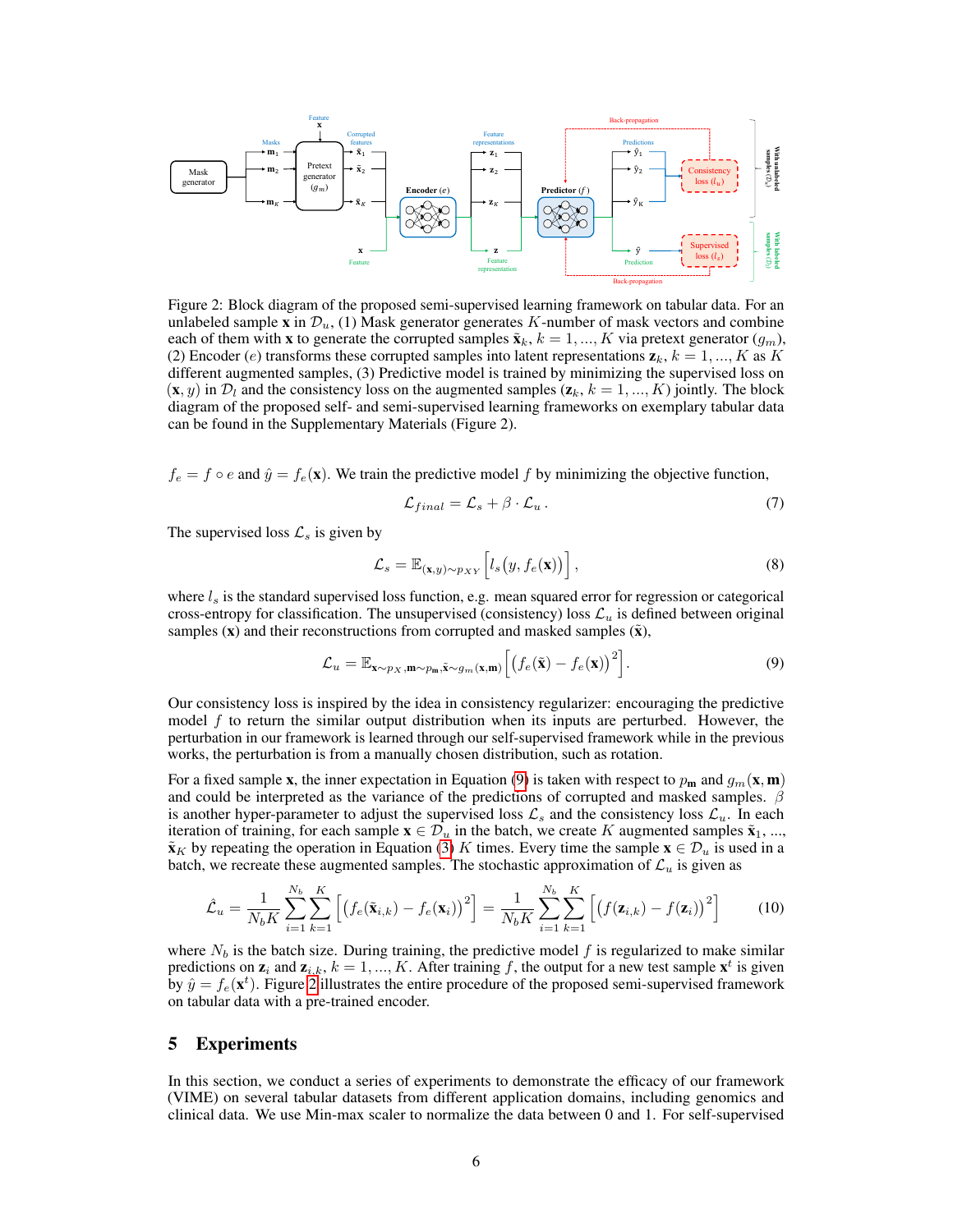Figure 2: Block diagram of the proposed semi-supervised learning framework on tabular data. For an unlabeled sample $\mathbf{x}$ in $\mathcal{D}_u$, (1) Mask generator generates $K$-number of mask vectors and combine each of them with $\mathbf{x}$ to generate the corrupted samples $\tilde{\mathbf{x}}_k$, $k = 1, ..., K$ via pretext generator ($g_m$), (2) Encoder ($e$) transforms these corrupted samples into latent representations $\mathbf{z}_k$, $k = 1, ..., K$ as $K$ different augmented samples, (3) Predictive model is trained by minimizing the supervised loss on $(\mathbf{x}, y)$ in $\mathcal{D}_l$ and the consistency loss on the augmented samples ($\mathbf{z}_k$, $k = 1, ..., K$) jointly. The block diagram of the proposed self- and semi-supervised learning frameworks on exemplary tabular data can be found in the Supplementary Materials (Figure 2).

$f_e = f \circ e$ and $\hat{y} = f_e(\mathbf{x})$. We train the predictive model $f$ by minimizing the objective function,

$$\mathcal{L}_{final} = \mathcal{L}_s + \beta \cdot \mathcal{L}_u \,. \tag{7}$$

The supervised loss $\mathcal{L}_s$ is given by

$$\mathcal{L}_s = \mathbb{E}_{(\mathbf{x},y)\sim p_{XY}}\Big[l_s\big(y, f_e(\mathbf{x})\big)\Big], \tag{8}$$

where $l_s$ is the standard supervised loss function, e.g. mean squared error for regression or categorical cross-entropy for classification. The unsupervised (consistency) loss $\mathcal{L}_u$ is defined between original samples ($\mathbf{x}$) and their reconstructions from corrupted and masked samples ($\tilde{\mathbf{x}}$),

$$\mathcal{L}_u = \mathbb{E}_{\mathbf{x}\sim p_X, \mathbf{m}\sim p_{\mathbf{m}}, \tilde{\mathbf{x}}\sim g_m(\mathbf{x},\mathbf{m})}\Big[\big(f_e(\tilde{\mathbf{x}}) - f_e(\mathbf{x})\big)^2\Big]. \tag{9}$$

Our consistency loss is inspired by the idea in consistency regularizer: encouraging the predictive model $f$ to return the similar output distribution when its inputs are perturbed. However, the perturbation in our framework is learned through our self-supervised framework while in the previous works, the perturbation is from a manually chosen distribution, such as rotation.

For a fixed sample $\mathbf{x}$, the inner expectation in Equation (9) is taken with respect to $p_{\mathbf{m}}$ and $g_m(\mathbf{x}, \mathbf{m})$ and could be interpreted as the variance of the predictions of corrupted and masked samples. $\beta$ is another hyper-parameter to adjust the supervised loss $\mathcal{L}_s$ and the consistency loss $\mathcal{L}_u$. In each iteration of training, for each sample $\mathbf{x} \in \mathcal{D}_u$ in the batch, we create $K$ augmented samples $\tilde{\mathbf{x}}_1$, ..., $\tilde{\mathbf{x}}_K$ by repeating the operation in Equation (3) $K$ times. Every time the sample $\mathbf{x} \in \mathcal{D}_u$ is used in a batch, we recreate these augmented samples. The stochastic approximation of $\mathcal{L}_u$ is given as

$$\hat{\mathcal{L}}_u = \frac{1}{N_b K}\sum_{i=1}^{N_b}\sum_{k=1}^{K}\Big[\big(f_e(\tilde{\mathbf{x}}_{i,k}) - f_e(\mathbf{x}_i)\big)^2\Big] = \frac{1}{N_b K}\sum_{i=1}^{N_b}\sum_{k=1}^{K}\Big[\big(f(\mathbf{z}_{i,k}) - f(\mathbf{z}_i)\big)^2\Big] \tag{10}$$

where $N_b$ is the batch size. During training, the predictive model $f$ is regularized to make similar predictions on $\mathbf{z}_i$ and $\mathbf{z}_{i,k}$, $k = 1, ..., K$. After training $f$, the output for a new test sample $\mathbf{x}^t$ is given by $\hat{y} = f_e(\mathbf{x}^t)$. Figure 2 illustrates the entire procedure of the proposed semi-supervised framework on tabular data with a pre-trained encoder.

## 5 Experiments

In this section, we conduct a series of experiments to demonstrate the efficacy of our framework (VIME) on several tabular datasets from different application domains, including genomics and clinical data. We use Min-max scaler to normalize the data between 0 and 1. For self-supervised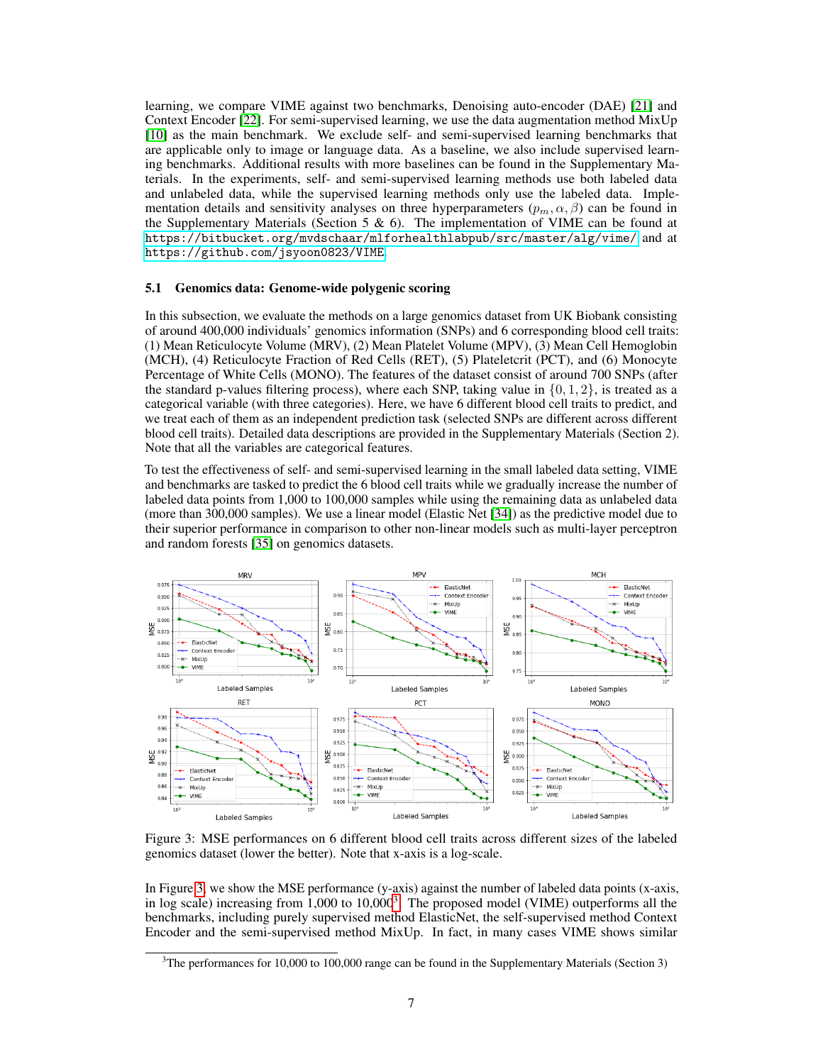learning, we compare VIME against two benchmarks, Denoising auto-encoder (DAE) [21] and Context Encoder [22]. For semi-supervised learning, we use the data augmentation method MixUp [10] as the main benchmark. We exclude self- and semi-supervised learning benchmarks that are applicable only to image or language data. As a baseline, we also include supervised learning benchmarks. Additional results with more baselines can be found in the Supplementary Materials. In the experiments, self- and semi-supervised learning methods use both labeled data and unlabeled data, while the supervised learning methods only use the labeled data. Implementation details and sensitivity analyses on three hyperparameters ($p_m, \alpha, \beta$) can be found in the Supplementary Materials (Section 5 & 6). The implementation of VIME can be found at https://bitbucket.org/mvdschaar/mlforhealthlabpub/src/master/alg/vime/ and at https://github.com/jsyoon0823/VIME.

### 5.1 Genomics data: Genome-wide polygenic scoring

In this subsection, we evaluate the methods on a large genomics dataset from UK Biobank consisting of around 400,000 individuals' genomics information (SNPs) and 6 corresponding blood cell traits: (1) Mean Reticulocyte Volume (MRV), (2) Mean Platelet Volume (MPV), (3) Mean Cell Hemoglobin (MCH), (4) Reticulocyte Fraction of Red Cells (RET), (5) Plateletcrit (PCT), and (6) Monocyte Percentage of White Cells (MONO). The features of the dataset consist of around 700 SNPs (after the standard p-values filtering process), where each SNP, taking value in $\{0, 1, 2\}$, is treated as a categorical variable (with three categories). Here, we have 6 different blood cell traits to predict, and we treat each of them as an independent prediction task (selected SNPs are different across different blood cell traits). Detailed data descriptions are provided in the Supplementary Materials (Section 2). Note that all the variables are categorical features.

To test the effectiveness of self- and semi-supervised learning in the small labeled data setting, VIME and benchmarks are tasked to predict the 6 blood cell traits while we gradually increase the number of labeled data points from 1,000 to 100,000 samples while using the remaining data as unlabeled data (more than 300,000 samples). We use a linear model (Elastic Net [34]) as the predictive model due to their superior performance in comparison to other non-linear models such as multi-layer perceptron and random forests [35] on genomics datasets.

Figure 3: MSE performances on 6 different blood cell traits across different sizes of the labeled genomics dataset (lower the better). Note that x-axis is a log-scale.

In Figure 3, we show the MSE performance (y-axis) against the number of labeled data points (x-axis, in log scale) increasing from 1,000 to 10,000[3]. The proposed model (VIME) outperforms all the benchmarks, including purely supervised method ElasticNet, the self-supervised method Context Encoder and the semi-supervised method MixUp. In fact, in many cases VIME shows similar

[3]The performances for 10,000 to 100,000 range can be found in the Supplementary Materials (Section 3)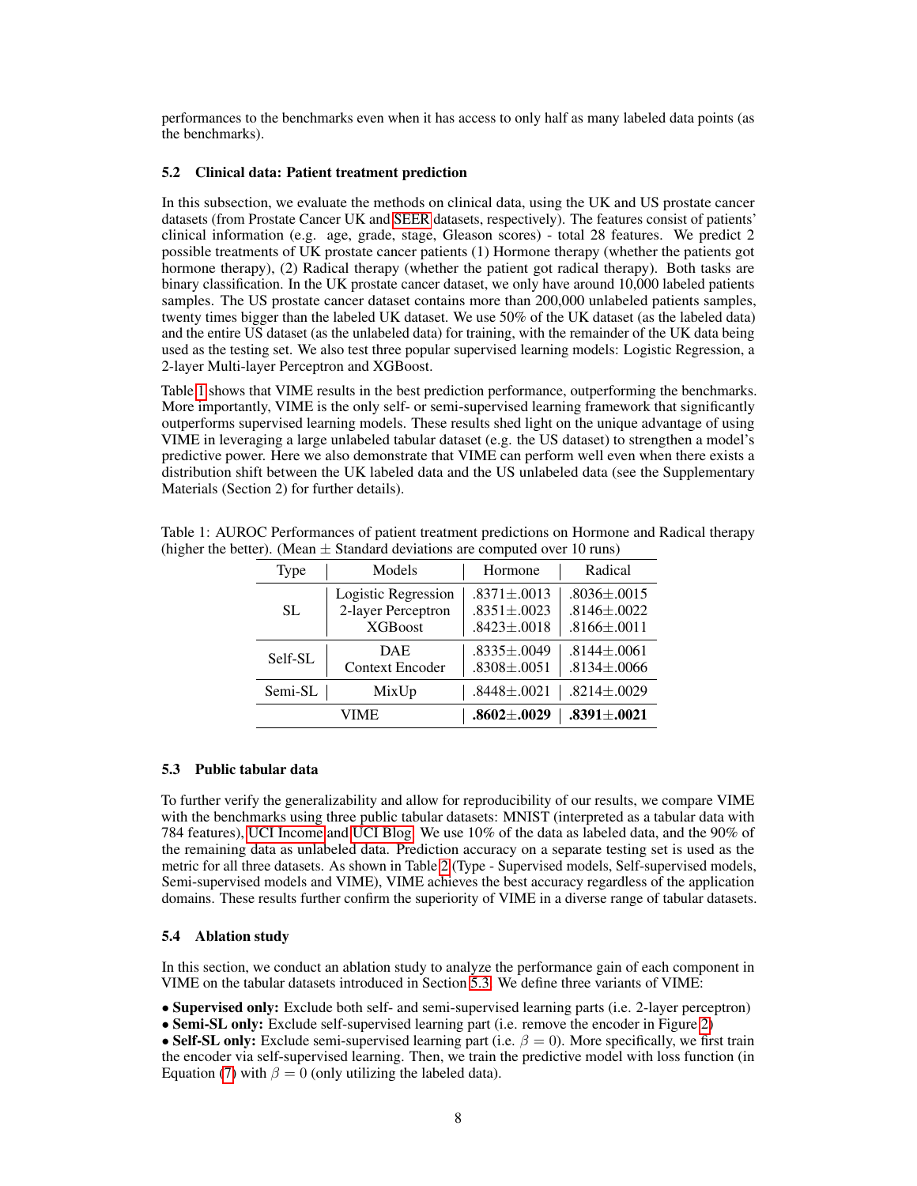performances to the benchmarks even when it has access to only half as many labeled data points (as the benchmarks).

### 5.2 Clinical data: Patient treatment prediction

In this subsection, we evaluate the methods on clinical data, using the UK and US prostate cancer datasets (from Prostate Cancer UK and SEER datasets, respectively). The features consist of patients' clinical information (e.g. age, grade, stage, Gleason scores) - total 28 features. We predict 2 possible treatments of UK prostate cancer patients (1) Hormone therapy (whether the patients got hormone therapy), (2) Radical therapy (whether the patient got radical therapy). Both tasks are binary classification. In the UK prostate cancer dataset, we only have around 10,000 labeled patients samples. The US prostate cancer dataset contains more than 200,000 unlabeled patients samples, twenty times bigger than the labeled UK dataset. We use 50% of the UK dataset (as the labeled data) and the entire US dataset (as the unlabeled data) for training, with the remainder of the UK data being used as the testing set. We also test three popular supervised learning models: Logistic Regression, a 2-layer Multi-layer Perceptron and XGBoost.

Table 1 shows that VIME results in the best prediction performance, outperforming the benchmarks. More importantly, VIME is the only self- or semi-supervised learning framework that significantly outperforms supervised learning models. These results shed light on the unique advantage of using VIME in leveraging a large unlabeled tabular dataset (e.g. the US dataset) to strengthen a model's predictive power. Here we also demonstrate that VIME can perform well even when there exists a distribution shift between the UK labeled data and the US unlabeled data (see the Supplementary Materials (Section 2) for further details).

Table 1: AUROC Performances of patient treatment predictions on Hormone and Radical therapy (higher the better). (Mean $\pm$ Standard deviations are computed over 10 runs)

| Type | Models | Hormone | Radical |
|---|---|---|---|
| SL | Logistic Regression | .8371$\pm$.0013 | .8036$\pm$.0015 |
| | 2-layer Perceptron | .8351$\pm$.0023 | .8146$\pm$.0022 |
| | XGBoost | .8423$\pm$.0018 | .8166$\pm$.0011 |
| Self-SL | DAE | .8335$\pm$.0049 | .8144$\pm$.0061 |
| | Context Encoder | .8308$\pm$.0051 | .8134$\pm$.0066 |
| Semi-SL | MixUp | .8448$\pm$.0021 | .8214$\pm$.0029 |
| VIME | | **.8602$\pm$.0029** | **.8391$\pm$.0021** |

### 5.3 Public tabular data

To further verify the generalizability and allow for reproducibility of our results, we compare VIME with the benchmarks using three public tabular datasets: MNIST (interpreted as a tabular data with 784 features), UCI Income and UCI Blog. We use 10% of the data as labeled data, and the 90% of the remaining data as unlabeled data. Prediction accuracy on a separate testing set is used as the metric for all three datasets. As shown in Table 2 (Type - Supervised models, Self-supervised models, Semi-supervised models and VIME), VIME achieves the best accuracy regardless of the application domains. These results further confirm the superiority of VIME in a diverse range of tabular datasets.

### 5.4 Ablation study

In this section, we conduct an ablation study to analyze the performance gain of each component in VIME on the tabular datasets introduced in Section 5.3. We define three variants of VIME:

- **Supervised only:** Exclude both self- and semi-supervised learning parts (i.e. 2-layer perceptron)
- **Semi-SL only:** Exclude self-supervised learning part (i.e. remove the encoder in Figure 2)
- **Self-SL only:** Exclude semi-supervised learning part (i.e. $\beta = 0$). More specifically, we first train the encoder via self-supervised learning. Then, we train the predictive model with loss function (in Equation (7) with $\beta = 0$ (only utilizing the labeled data).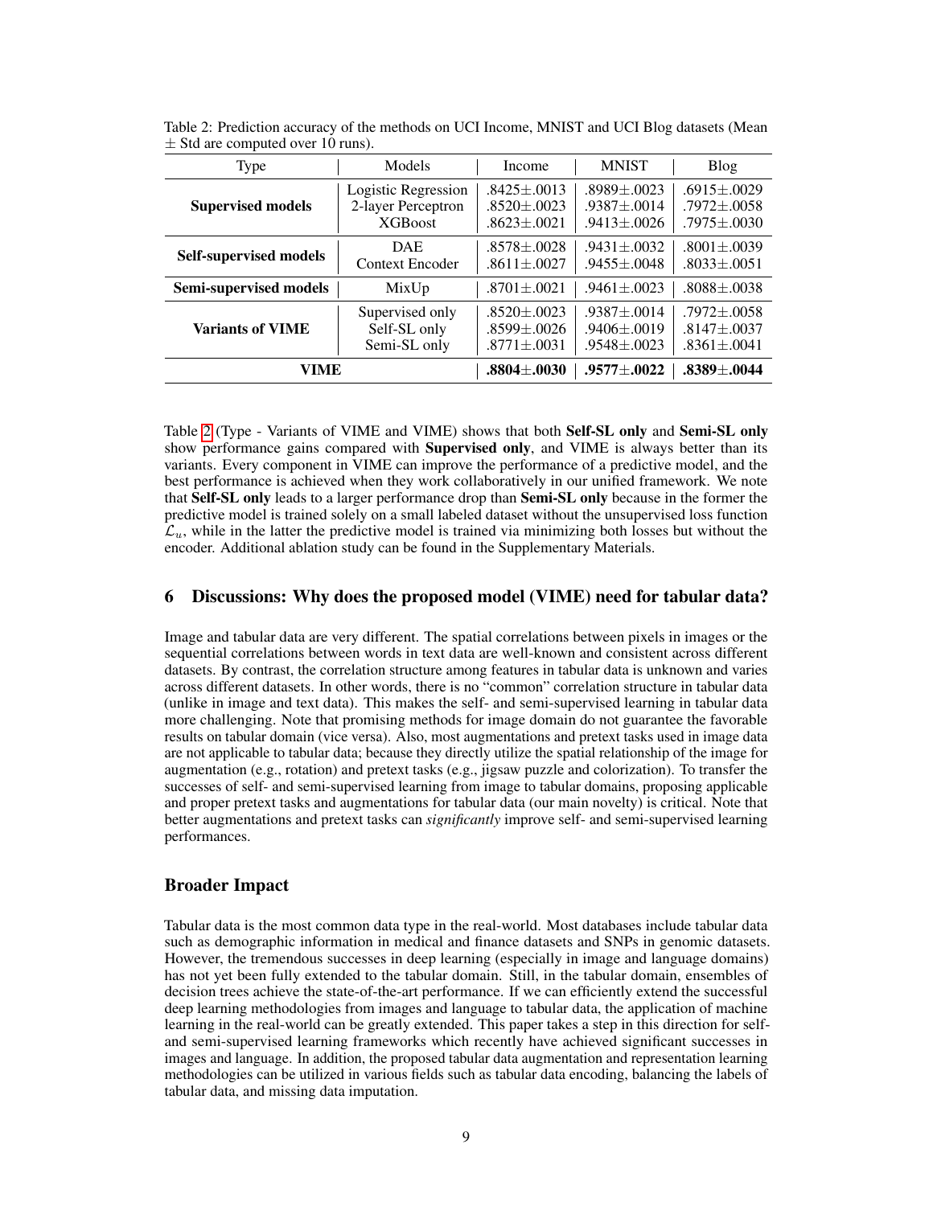Table 2: Prediction accuracy of the methods on UCI Income, MNIST and UCI Blog datasets (Mean ± Std are computed over 10 runs).

| Type | Models | Income | MNIST | Blog |
|---|---|---|---|---|
| **Supervised models** | Logistic Regression | .8425±.0013 | .8989±.0023 | .6915±.0029 |
| | 2-layer Perceptron | .8520±.0023 | .9387±.0014 | .7972±.0058 |
| | XGBoost | .8623±.0021 | .9413±.0026 | .7975±.0030 |
| **Self-supervised models** | DAE | .8578±.0028 | .9431±.0032 | .8001±.0039 |
| | Context Encoder | .8611±.0027 | .9455±.0048 | .8033±.0051 |
| **Semi-supervised models** | MixUp | .8701±.0021 | .9461±.0023 | .8088±.0038 |
| **Variants of VIME** | Supervised only | .8520±.0023 | .9387±.0014 | .7972±.0058 |
| | Self-SL only | .8599±.0026 | .9406±.0019 | .8147±.0037 |
| | Semi-SL only | .8771±.0031 | .9548±.0023 | .8361±.0041 |
| **VIME** | | **.8804±.0030** | **.9577±.0022** | **.8389±.0044** |

Table 2 (Type - Variants of VIME and VIME) shows that both **Self-SL only** and **Semi-SL only** show performance gains compared with **Supervised only**, and VIME is always better than its variants. Every component in VIME can improve the performance of a predictive model, and the best performance is achieved when they work collaboratively in our unified framework. We note that **Self-SL only** leads to a larger performance drop than **Semi-SL only** because in the former the predictive model is trained solely on a small labeled dataset without the unsupervised loss function $\mathcal{L}_u$, while in the latter the predictive model is trained via minimizing both losses but without the encoder. Additional ablation study can be found in the Supplementary Materials.

## 6 Discussions: Why does the proposed model (VIME) need for tabular data?

Image and tabular data are very different. The spatial correlations between pixels in images or the sequential correlations between words in text data are well-known and consistent across different datasets. By contrast, the correlation structure among features in tabular data is unknown and varies across different datasets. In other words, there is no "common" correlation structure in tabular data (unlike in image and text data). This makes the self- and semi-supervised learning in tabular data more challenging. Note that promising methods for image domain do not guarantee the favorable results on tabular domain (vice versa). Also, most augmentations and pretext tasks used in image data are not applicable to tabular data; because they directly utilize the spatial relationship of the image for augmentation (e.g., rotation) and pretext tasks (e.g., jigsaw puzzle and colorization). To transfer the successes of self- and semi-supervised learning from image to tabular domains, proposing applicable and proper pretext tasks and augmentations for tabular data (our main novelty) is critical. Note that better augmentations and pretext tasks can *significantly* improve self- and semi-supervised learning performances.

## Broader Impact

Tabular data is the most common data type in the real-world. Most databases include tabular data such as demographic information in medical and finance datasets and SNPs in genomic datasets. However, the tremendous successes in deep learning (especially in image and language domains) has not yet been fully extended to the tabular domain. Still, in the tabular domain, ensembles of decision trees achieve the state-of-the-art performance. If we can efficiently extend the successful deep learning methodologies from images and language to tabular data, the application of machine learning in the real-world can be greatly extended. This paper takes a step in this direction for self- and semi-supervised learning frameworks which recently have achieved significant successes in images and language. In addition, the proposed tabular data augmentation and representation learning methodologies can be utilized in various fields such as tabular data encoding, balancing the labels of tabular data, and missing data imputation.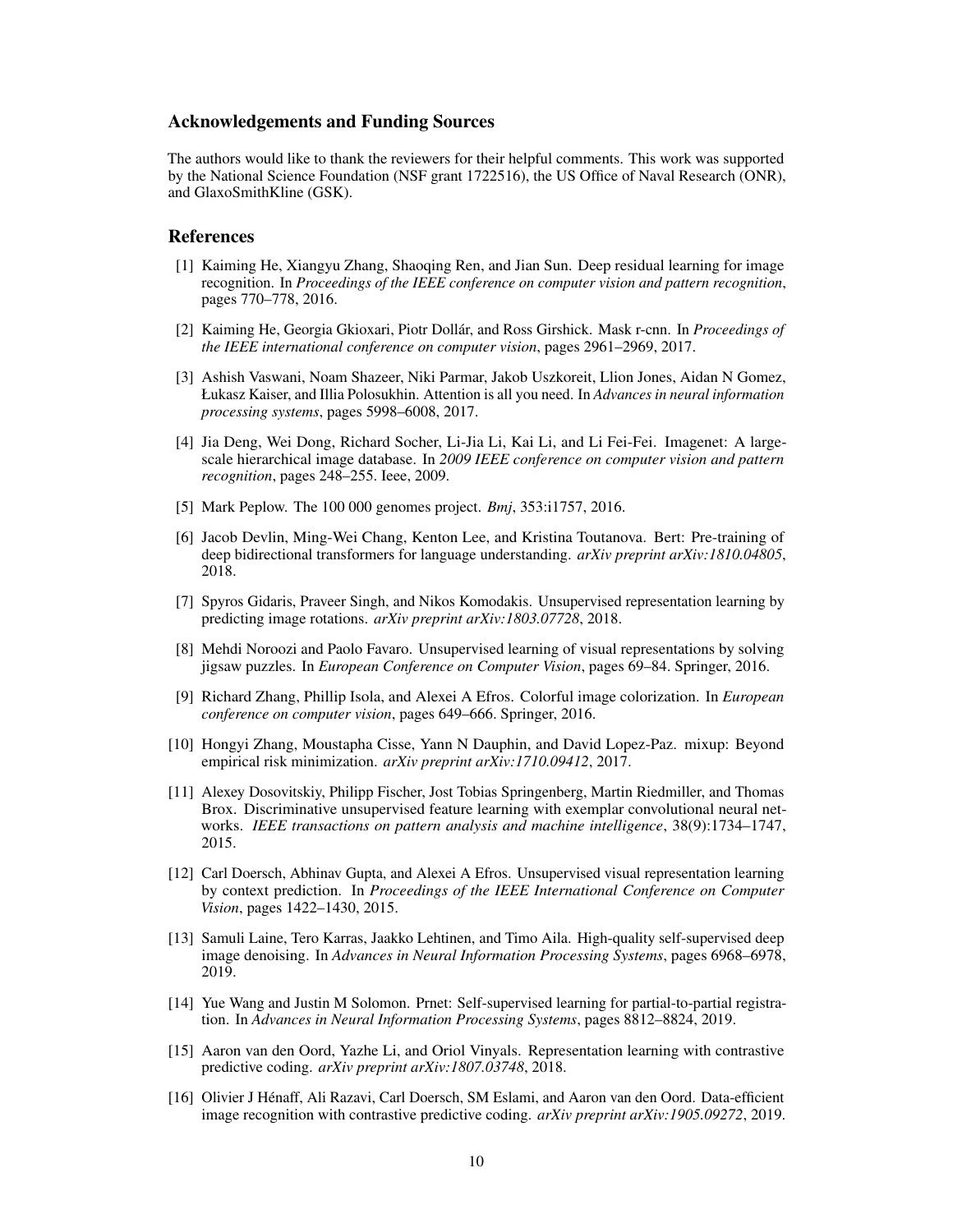## Acknowledgements and Funding Sources

The authors would like to thank the reviewers for their helpful comments. This work was supported by the National Science Foundation (NSF grant 1722516), the US Office of Naval Research (ONR), and GlaxoSmithKline (GSK).

## References

[1] Kaiming He, Xiangyu Zhang, Shaoqing Ren, and Jian Sun. Deep residual learning for image recognition. In *Proceedings of the IEEE conference on computer vision and pattern recognition*, pages 770–778, 2016.

[2] Kaiming He, Georgia Gkioxari, Piotr Dollár, and Ross Girshick. Mask r-cnn. In *Proceedings of the IEEE international conference on computer vision*, pages 2961–2969, 2017.

[3] Ashish Vaswani, Noam Shazeer, Niki Parmar, Jakob Uszkoreit, Llion Jones, Aidan N Gomez, Łukasz Kaiser, and Illia Polosukhin. Attention is all you need. In *Advances in neural information processing systems*, pages 5998–6008, 2017.

[4] Jia Deng, Wei Dong, Richard Socher, Li-Jia Li, Kai Li, and Li Fei-Fei. Imagenet: A large-scale hierarchical image database. In *2009 IEEE conference on computer vision and pattern recognition*, pages 248–255. Ieee, 2009.

[5] Mark Peplow. The 100 000 genomes project. *Bmj*, 353:i1757, 2016.

[6] Jacob Devlin, Ming-Wei Chang, Kenton Lee, and Kristina Toutanova. Bert: Pre-training of deep bidirectional transformers for language understanding. *arXiv preprint arXiv:1810.04805*, 2018.

[7] Spyros Gidaris, Praveer Singh, and Nikos Komodakis. Unsupervised representation learning by predicting image rotations. *arXiv preprint arXiv:1803.07728*, 2018.

[8] Mehdi Noroozi and Paolo Favaro. Unsupervised learning of visual representations by solving jigsaw puzzles. In *European Conference on Computer Vision*, pages 69–84. Springer, 2016.

[9] Richard Zhang, Phillip Isola, and Alexei A Efros. Colorful image colorization. In *European conference on computer vision*, pages 649–666. Springer, 2016.

[10] Hongyi Zhang, Moustapha Cisse, Yann N Dauphin, and David Lopez-Paz. mixup: Beyond empirical risk minimization. *arXiv preprint arXiv:1710.09412*, 2017.

[11] Alexey Dosovitskiy, Philipp Fischer, Jost Tobias Springenberg, Martin Riedmiller, and Thomas Brox. Discriminative unsupervised feature learning with exemplar convolutional neural networks. *IEEE transactions on pattern analysis and machine intelligence*, 38(9):1734–1747, 2015.

[12] Carl Doersch, Abhinav Gupta, and Alexei A Efros. Unsupervised visual representation learning by context prediction. In *Proceedings of the IEEE International Conference on Computer Vision*, pages 1422–1430, 2015.

[13] Samuli Laine, Tero Karras, Jaakko Lehtinen, and Timo Aila. High-quality self-supervised deep image denoising. In *Advances in Neural Information Processing Systems*, pages 6968–6978, 2019.

[14] Yue Wang and Justin M Solomon. Prnet: Self-supervised learning for partial-to-partial registration. In *Advances in Neural Information Processing Systems*, pages 8812–8824, 2019.

[15] Aaron van den Oord, Yazhe Li, and Oriol Vinyals. Representation learning with contrastive predictive coding. *arXiv preprint arXiv:1807.03748*, 2018.

[16] Olivier J Hénaff, Ali Razavi, Carl Doersch, SM Eslami, and Aaron van den Oord. Data-efficient image recognition with contrastive predictive coding. *arXiv preprint arXiv:1905.09272*, 2019.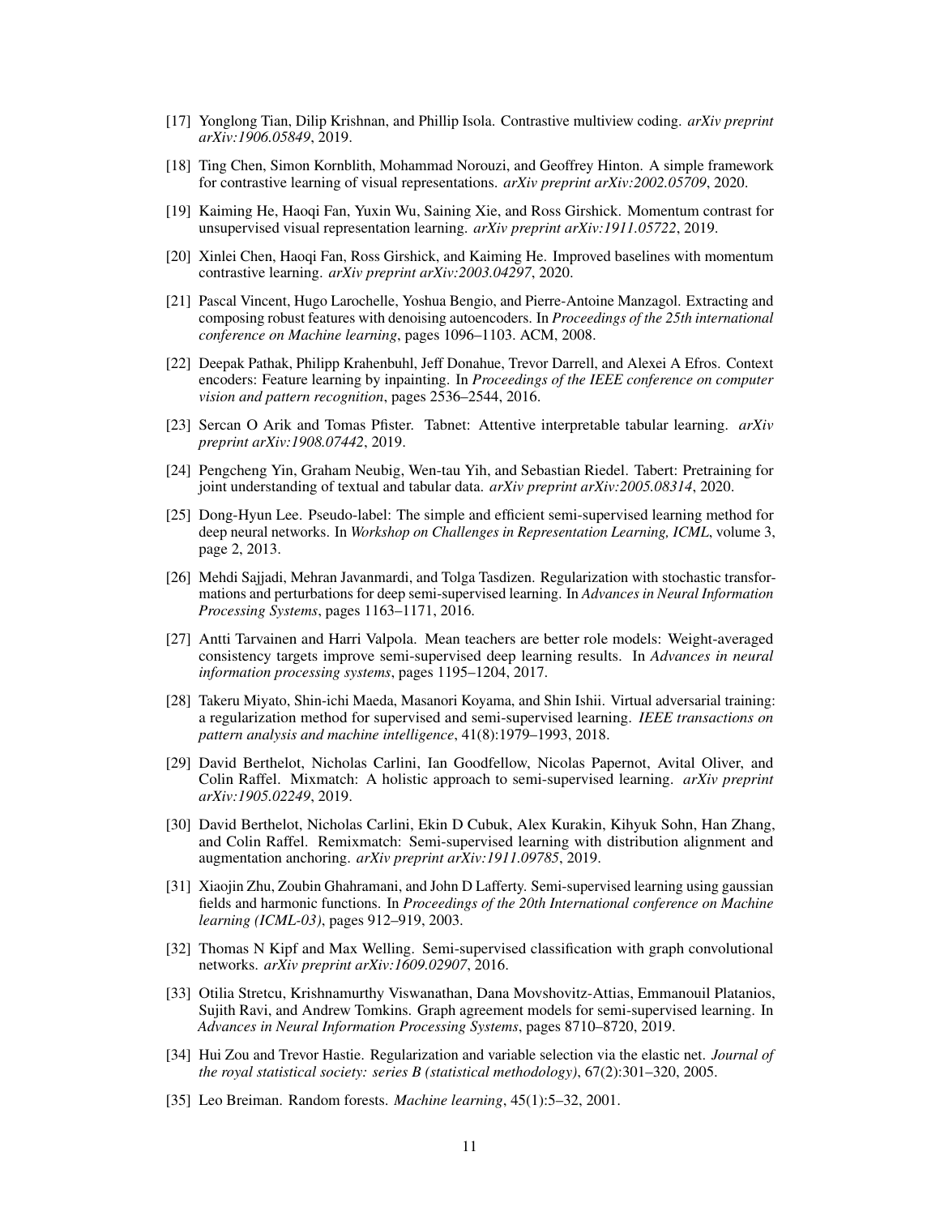[17] Yonglong Tian, Dilip Krishnan, and Phillip Isola. Contrastive multiview coding. *arXiv preprint arXiv:1906.05849*, 2019.

[18] Ting Chen, Simon Kornblith, Mohammad Norouzi, and Geoffrey Hinton. A simple framework for contrastive learning of visual representations. *arXiv preprint arXiv:2002.05709*, 2020.

[19] Kaiming He, Haoqi Fan, Yuxin Wu, Saining Xie, and Ross Girshick. Momentum contrast for unsupervised visual representation learning. *arXiv preprint arXiv:1911.05722*, 2019.

[20] Xinlei Chen, Haoqi Fan, Ross Girshick, and Kaiming He. Improved baselines with momentum contrastive learning. *arXiv preprint arXiv:2003.04297*, 2020.

[21] Pascal Vincent, Hugo Larochelle, Yoshua Bengio, and Pierre-Antoine Manzagol. Extracting and composing robust features with denoising autoencoders. In *Proceedings of the 25th international conference on Machine learning*, pages 1096–1103. ACM, 2008.

[22] Deepak Pathak, Philipp Krahenbuhl, Jeff Donahue, Trevor Darrell, and Alexei A Efros. Context encoders: Feature learning by inpainting. In *Proceedings of the IEEE conference on computer vision and pattern recognition*, pages 2536–2544, 2016.

[23] Sercan O Arik and Tomas Pfister. Tabnet: Attentive interpretable tabular learning. *arXiv preprint arXiv:1908.07442*, 2019.

[24] Pengcheng Yin, Graham Neubig, Wen-tau Yih, and Sebastian Riedel. Tabert: Pretraining for joint understanding of textual and tabular data. *arXiv preprint arXiv:2005.08314*, 2020.

[25] Dong-Hyun Lee. Pseudo-label: The simple and efficient semi-supervised learning method for deep neural networks. In *Workshop on Challenges in Representation Learning, ICML*, volume 3, page 2, 2013.

[26] Mehdi Sajjadi, Mehran Javanmardi, and Tolga Tasdizen. Regularization with stochastic transformations and perturbations for deep semi-supervised learning. In *Advances in Neural Information Processing Systems*, pages 1163–1171, 2016.

[27] Antti Tarvainen and Harri Valpola. Mean teachers are better role models: Weight-averaged consistency targets improve semi-supervised deep learning results. In *Advances in neural information processing systems*, pages 1195–1204, 2017.

[28] Takeru Miyato, Shin-ichi Maeda, Masanori Koyama, and Shin Ishii. Virtual adversarial training: a regularization method for supervised and semi-supervised learning. *IEEE transactions on pattern analysis and machine intelligence*, 41(8):1979–1993, 2018.

[29] David Berthelot, Nicholas Carlini, Ian Goodfellow, Nicolas Papernot, Avital Oliver, and Colin Raffel. Mixmatch: A holistic approach to semi-supervised learning. *arXiv preprint arXiv:1905.02249*, 2019.

[30] David Berthelot, Nicholas Carlini, Ekin D Cubuk, Alex Kurakin, Kihyuk Sohn, Han Zhang, and Colin Raffel. Remixmatch: Semi-supervised learning with distribution alignment and augmentation anchoring. *arXiv preprint arXiv:1911.09785*, 2019.

[31] Xiaojin Zhu, Zoubin Ghahramani, and John D Lafferty. Semi-supervised learning using gaussian fields and harmonic functions. In *Proceedings of the 20th International conference on Machine learning (ICML-03)*, pages 912–919, 2003.

[32] Thomas N Kipf and Max Welling. Semi-supervised classification with graph convolutional networks. *arXiv preprint arXiv:1609.02907*, 2016.

[33] Otilia Stretcu, Krishnamurthy Viswanathan, Dana Movshovitz-Attias, Emmanouil Platanios, Sujith Ravi, and Andrew Tomkins. Graph agreement models for semi-supervised learning. In *Advances in Neural Information Processing Systems*, pages 8710–8720, 2019.

[34] Hui Zou and Trevor Hastie. Regularization and variable selection via the elastic net. *Journal of the royal statistical society: series B (statistical methodology)*, 67(2):301–320, 2005.

[35] Leo Breiman. Random forests. *Machine learning*, 45(1):5–32, 2001.